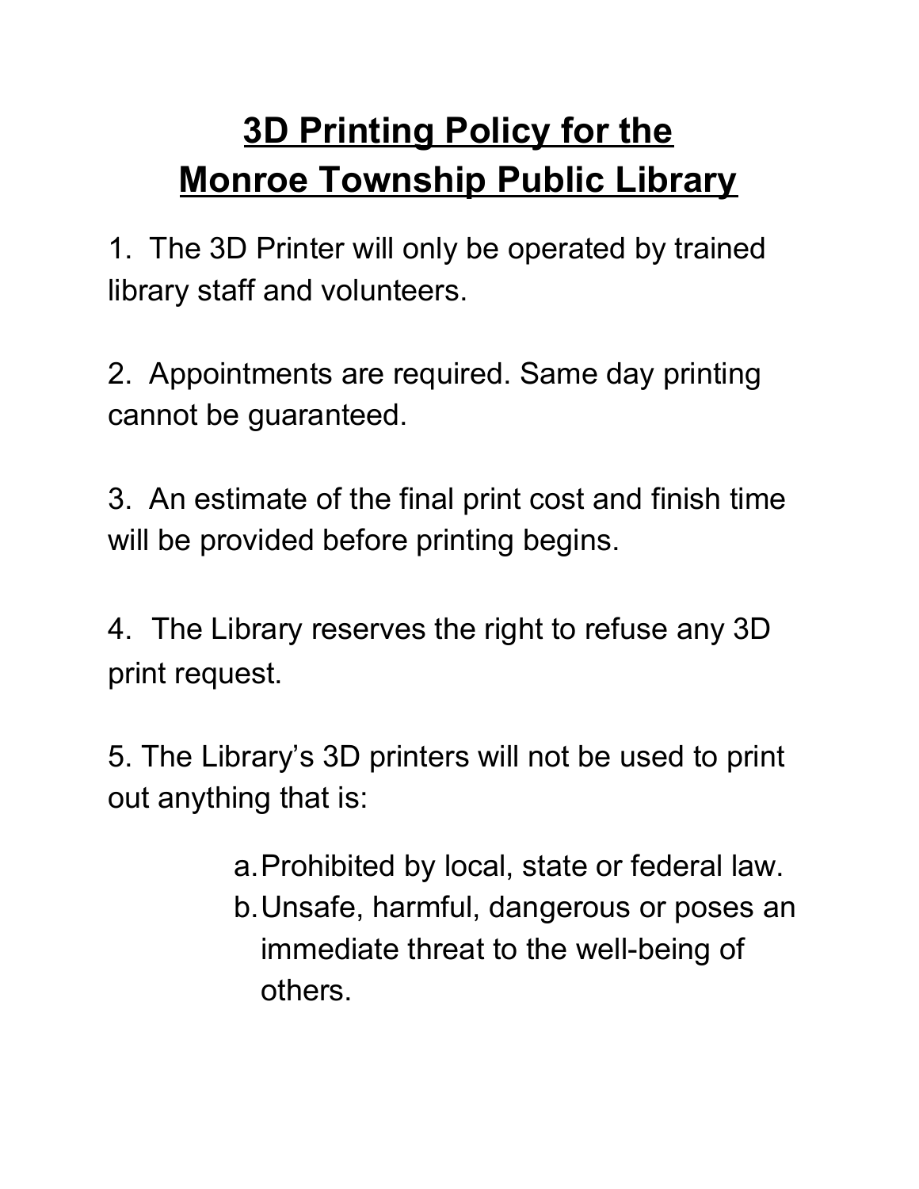# 3D Printing Policy for the Monroe Township Public Library

1. The 3D Printer will only be operated by trained library staff and volunteers.

2. Appointments are required. Same day printing cannot be guaranteed.

3. An estimate of the final print cost and finish time will be provided before printing begins.

4. The Library reserves the right to refuse any 3D print request.

5. The Library's 3D printers will not be used to print out anything that is:

   a. Prohibited by local, state or federal law.
   b. Unsafe, harmful, dangerous or poses an immediate threat to the well-being of others.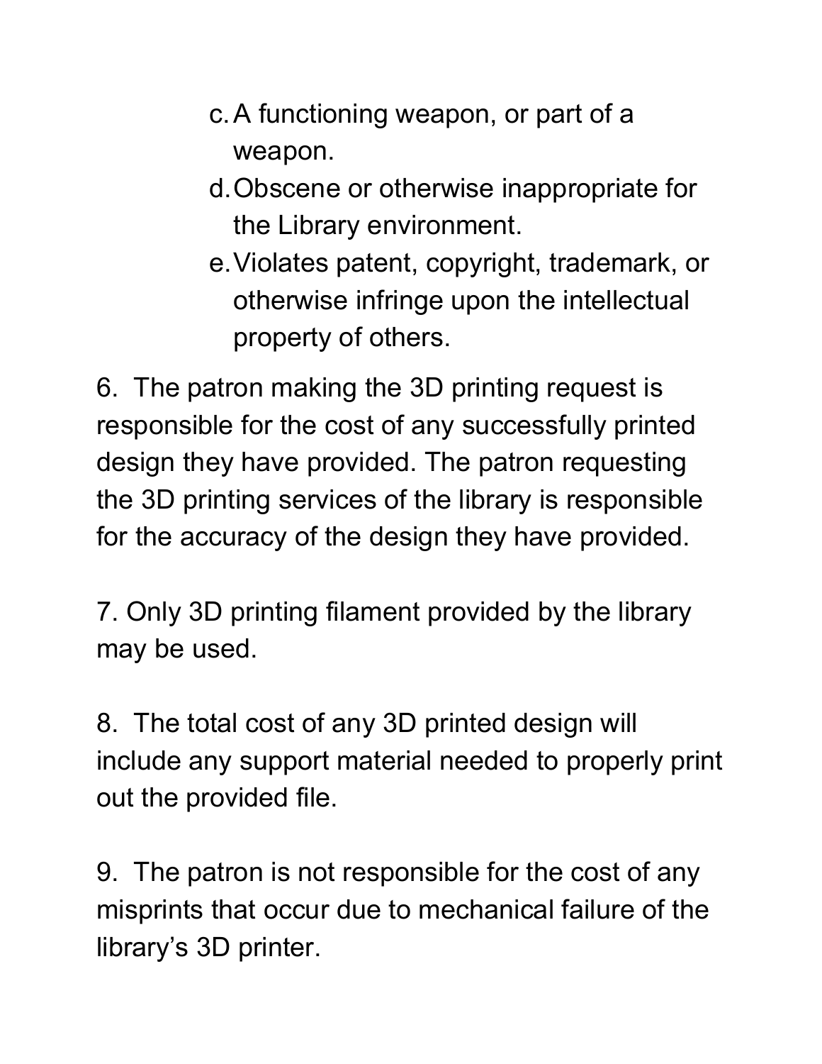c. A functioning weapon, or part of a weapon.
   d. Obscene or otherwise inappropriate for the Library environment.
   e. Violates patent, copyright, trademark, or otherwise infringe upon the intellectual property of others.

6. The patron making the 3D printing request is responsible for the cost of any successfully printed design they have provided. The patron requesting the 3D printing services of the library is responsible for the accuracy of the design they have provided.

7. Only 3D printing filament provided by the library may be used.

8. The total cost of any 3D printed design will include any support material needed to properly print out the provided file.

9. The patron is not responsible for the cost of any misprints that occur due to mechanical failure of the library's 3D printer.